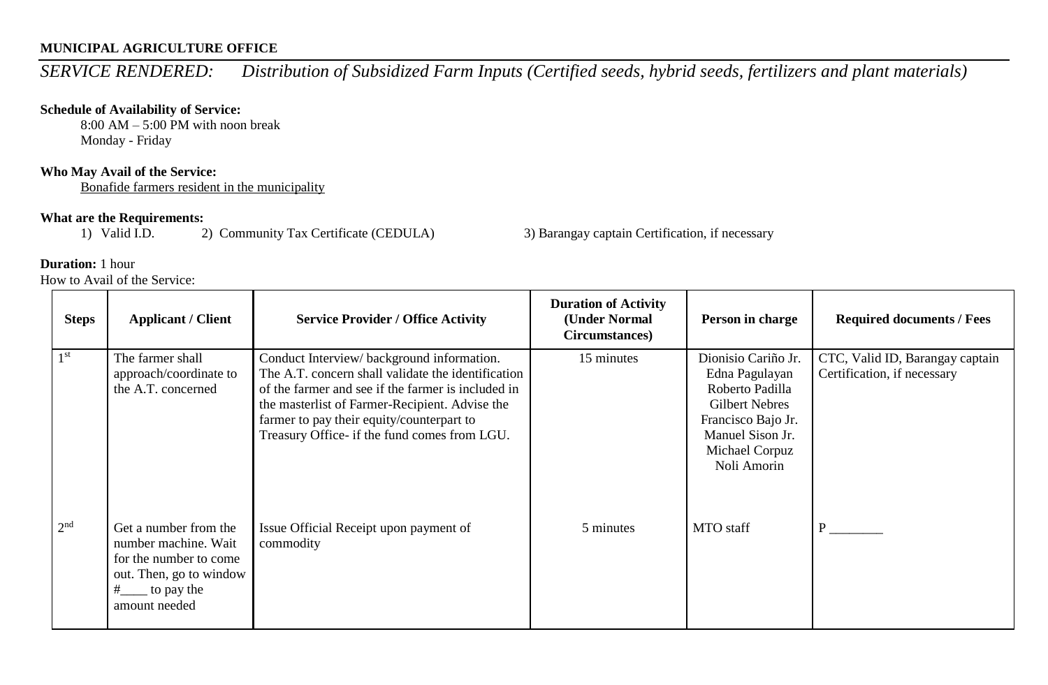**MUNICIPAL AGRICULTURE OFFICE**

*SERVICE RENDERED: Distribution of Subsidized Farm Inputs (Certified seeds, hybrid seeds, fertilizers and plant materials)*

**Schedule of Availability of Service:**

8:00 AM – 5:00 PM with noon break
Monday - Friday

**Who May Avail of the Service:**

Bonafide farmers resident in the municipality

**What are the Requirements:**

1) Valid I.D. 2) Community Tax Certificate (CEDULA) 3) Barangay captain Certification, if necessary

**Duration:** 1 hour

How to Avail of the Service:

| Steps | Applicant / Client | Service Provider / Office Activity | Duration of Activity (Under Normal Circumstances) | Person in charge | Required documents / Fees |
|---|---|---|---|---|---|
| 1st | The farmer shall approach/coordinate to the A.T. concerned | Conduct Interview/ background information. The A.T. concern shall validate the identification of the farmer and see if the farmer is included in the masterlist of Farmer-Recipient. Advise the farmer to pay their equity/counterpart to Treasury Office- if the fund comes from LGU. | 15 minutes | Dionisio Cariño Jr.<br>Edna Pagulayan<br>Roberto Padilla<br>Gilbert Nebres<br>Francisco Bajo Jr.<br>Manuel Sison Jr.<br>Michael Corpuz<br>Noli Amorin | CTC, Valid ID, Barangay captain Certification, if necessary |
| 2nd | Get a number from the number machine. Wait for the number to come out. Then, go to window #____ to pay the amount needed | Issue Official Receipt upon payment of commodity | 5 minutes | MTO staff | P ________ |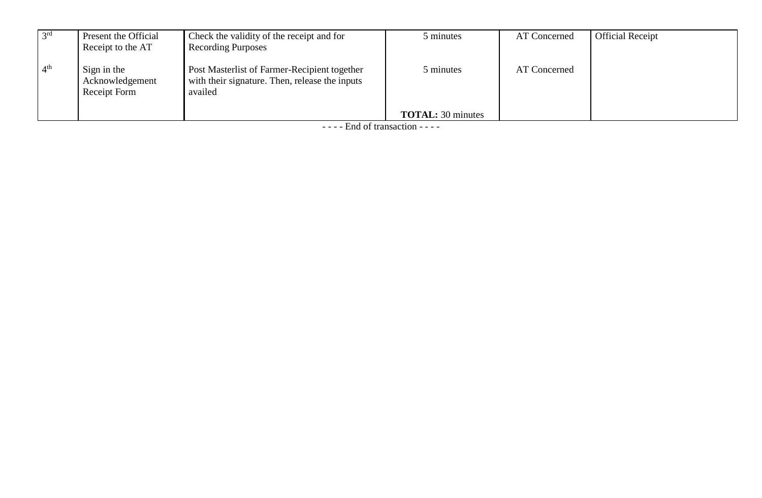| | | | | | |
|---|---|---|---|---|---|
| 3rd | Present the Official Receipt to the AT | Check the validity of the receipt and for Recording Purposes | 5 minutes | AT Concerned | Official Receipt |
| 4th | Sign in the Acknowledgement Receipt Form | Post Masterlist of Farmer-Recipient together with their signature. Then, release the inputs availed | 5 minutes | AT Concerned | |
| | | | **TOTAL:** 30 minutes | | |

- - - - End of transaction - - - -